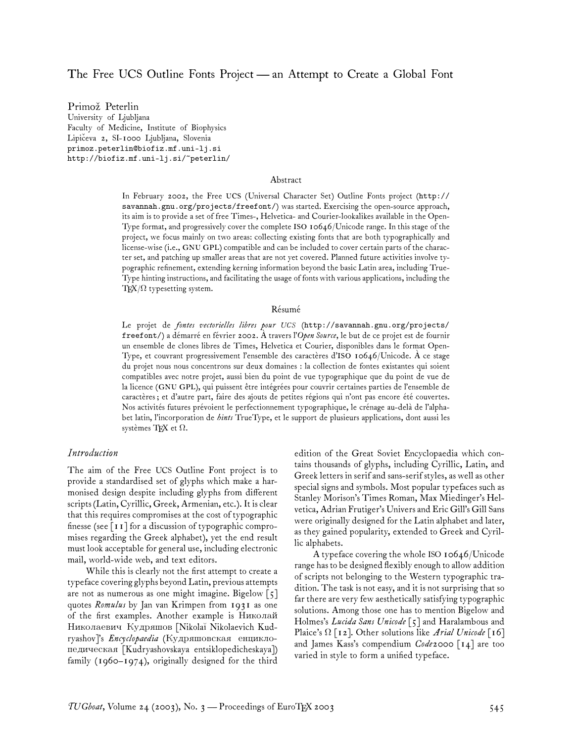# The Free UCS Outline Fonts Project — an Attempt to Create a Global Font

Primož Peterlin
University of Ljubljana
Faculty of Medicine, Institute of Biophysics
Lipičeva 2, SI-1000 Ljubljana, Slovenia
primoz.peterlin@biofiz.mf.uni-lj.si
http://biofiz.mf.uni-lj.si/~peterlin/

## Abstract

In February 2002, the Free UCS (Universal Character Set) Outline Fonts project (http://savannah.gnu.org/projects/freefont/) was started. Exercising the open-source approach, its aim is to provide a set of free Times-, Helvetica- and Courier-lookalikes available in the OpenType format, and progressively cover the complete ISO 10646/Unicode range. In this stage of the project, we focus mainly on two areas: collecting existing fonts that are both typographically and license-wise (i.e., GNU GPL) compatible and can be included to cover certain parts of the character set, and patching up smaller areas that are not yet covered. Planned future activities involve typographic refinement, extending kerning information beyond the basic Latin area, including TrueType hinting instructions, and facilitating the usage of fonts with various applications, including the TEX/Ω typesetting system.

## Résumé

Le projet de *fontes vectorielles libres pour UCS* (http://savannah.gnu.org/projects/freefont/) a démarré en février 2002. À travers l'*Open Source*, le but de ce projet est de fournir un ensemble de clones libres de Times, Helvetica et Courier, disponibles dans le format OpenType, et couvrant progressivement l'ensemble des caractères d'ISO 10646/Unicode. À ce stage du projet nous nous concentrons sur deux domaines : la collection de fontes existantes qui soient compatibles avec notre projet, aussi bien du point de vue typographique que du point de vue de la licence (GNU GPL), qui puissent être intégrées pour couvrir certaines parties de l'ensemble de caractères ; et d'autre part, faire des ajouts de petites régions qui n'ont pas encore été couvertes. Nos activités futures prévoient le perfectionnement typographique, le crénage au-delà de l'alphabet latin, l'incorporation de *hints* TrueType, et le support de plusieurs applications, dont aussi les systèmes TEX et Ω.

## *Introduction*

The aim of the Free UCS Outline Font project is to provide a standardised set of glyphs which make a harmonised design despite including glyphs from different scripts (Latin, Cyrillic, Greek, Armenian, etc.). It is clear that this requires compromises at the cost of typographic finesse (see [11] for a discussion of typographic compromises regarding the Greek alphabet), yet the end result must look acceptable for general use, including electronic mail, world-wide web, and text editors.

While this is clearly not the first attempt to create a typeface covering glyphs beyond Latin, previous attempts are not as numerous as one might imagine. Bigelow [5] quotes *Romulus* by Jan van Krimpen from 1931 as one of the first examples. Another example is Николай Николаевич Кудряшов [Nikolaĭ Nikolaevich Kudryashov]'s *Encyclopaedia* (Кудряшовская енциклопедическая [Kudryashovskaya entsiklopedicheskaya]) family (1960–1974), originally designed for the third edition of the Great Soviet Encyclopaedia which contains thousands of glyphs, including Cyrillic, Latin, and Greek letters in serif and sans-serif styles, as well as other special signs and symbols. Most popular typefaces such as Stanley Morison's Times Roman, Max Miedinger's Helvetica, Adrian Frutiger's Univers and Eric Gill's Gill Sans were originally designed for the Latin alphabet and later, as they gained popularity, extended to Greek and Cyrillic alphabets.

A typeface covering the whole ISO 10646/Unicode range has to be designed flexibly enough to allow addition of scripts not belonging to the Western typographic tradition. The task is not easy, and it is not surprising that so far there are very few aesthetically satisfying typographic solutions. Among those one has to mention Bigelow and Holmes's *Lucida Sans Unicode* [5] and Haralambous and Plaice's Ω [12]. Other solutions like *Arial Unicode* [16] and James Kass's compendium *Code2000* [14] are too varied in style to form a unified typeface.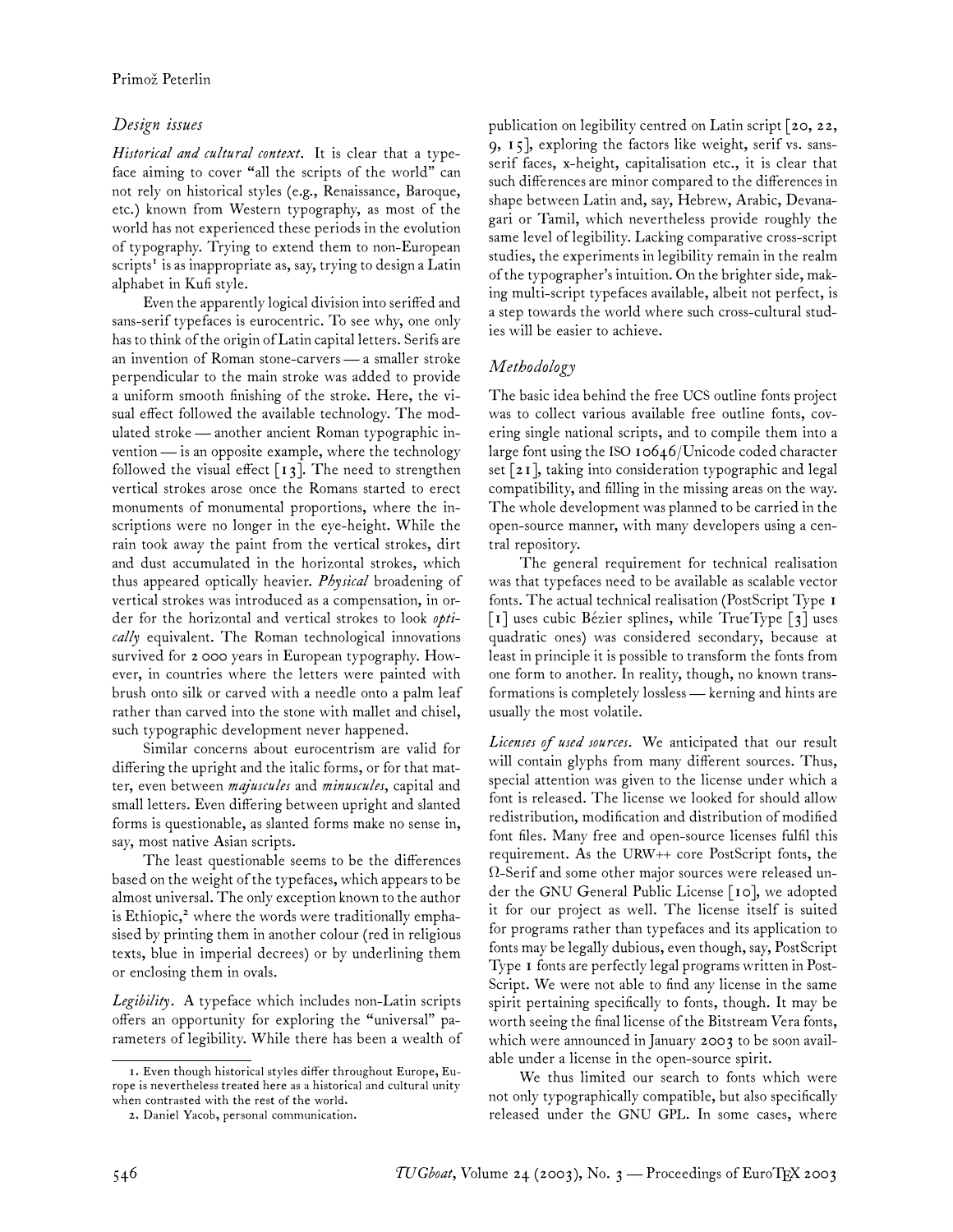## *Design issues*

*Historical and cultural context.* It is clear that a typeface aiming to cover "all the scripts of the world" can not rely on historical styles (e.g., Renaissance, Baroque, etc.) known from Western typography, as most of the world has not experienced these periods in the evolution of typography. Trying to extend them to non-European scripts[1] is as inappropriate as, say, trying to design a Latin alphabet in Kufi style.

Even the apparently logical division into seriffed and sans-serif typefaces is eurocentric. To see why, one only has to think of the origin of Latin capital letters. Serifs are an invention of Roman stone-carvers — a smaller stroke perpendicular to the main stroke was added to provide a uniform smooth finishing of the stroke. Here, the visual effect followed the available technology. The modulated stroke — another ancient Roman typographic invention — is an opposite example, where the technology followed the visual effect [13]. The need to strengthen vertical strokes arose once the Romans started to erect monuments of monumental proportions, where the inscriptions were no longer in the eye-height. While the rain took away the paint from the vertical strokes, dirt and dust accumulated in the horizontal strokes, which thus appeared optically heavier. *Physical* broadening of vertical strokes was introduced as a compensation, in order for the horizontal and vertical strokes to look *optically* equivalent. The Roman technological innovations survived for 2 000 years in European typography. However, in countries where the letters were painted with brush onto silk or carved with a needle onto a palm leaf rather than carved into the stone with mallet and chisel, such typographic development never happened.

Similar concerns about eurocentrism are valid for differing the upright and the italic forms, or for that matter, even between *majuscules* and *minuscules*, capital and small letters. Even differing between upright and slanted forms is questionable, as slanted forms make no sense in, say, most native Asian scripts.

The least questionable seems to be the differences based on the weight of the typefaces, which appears to be almost universal. The only exception known to the author is Ethiopic,[2] where the words were traditionally emphasised by printing them in another colour (red in religious texts, blue in imperial decrees) or by underlining them or enclosing them in ovals.

*Legibility.* A typeface which includes non-Latin scripts offers an opportunity for exploring the "universal" parameters of legibility. While there has been a wealth of publication on legibility centred on Latin script [20, 22, 9, 15], exploring the factors like weight, serif vs. sans-serif faces, x-height, capitalisation etc., it is clear that such differences are minor compared to the differences in shape between Latin and, say, Hebrew, Arabic, Devanagari or Tamil, which nevertheless provide roughly the same level of legibility. Lacking comparative cross-script studies, the experiments in legibility remain in the realm of the typographer's intuition. On the brighter side, making multi-script typefaces available, albeit not perfect, is a step towards the world where such cross-cultural studies will be easier to achieve.

1. Even though historical styles differ throughout Europe, Europe is nevertheless treated here as a historical and cultural unity when contrasted with the rest of the world.

2. Daniel Yacob, personal communication.

## *Methodology*

The basic idea behind the free UCS outline fonts project was to collect various available free outline fonts, covering single national scripts, and to compile them into a large font using the ISO 10646/Unicode coded character set [21], taking into consideration typographic and legal compatibility, and filling in the missing areas on the way. The whole development was planned to be carried in the open-source manner, with many developers using a central repository.

The general requirement for technical realisation was that typefaces need to be available as scalable vector fonts. The actual technical realisation (PostScript Type 1 [1] uses cubic Bézier splines, while TrueType [3] uses quadratic ones) was considered secondary, because at least in principle it is possible to transform the fonts from one form to another. In reality, though, no known transformations is completely lossless — kerning and hints are usually the most volatile.

*Licenses of used sources.* We anticipated that our result will contain glyphs from many different sources. Thus, special attention was given to the license under which a font is released. The license we looked for should allow redistribution, modification and distribution of modified font files. Many free and open-source licenses fulfil this requirement. As the URW++ core PostScript fonts, the Ω-Serif and some other major sources were released under the GNU General Public License [10], we adopted it for our project as well. The license itself is suited for programs rather than typefaces and its application to fonts may be legally dubious, even though, say, PostScript Type 1 fonts are perfectly legal programs written in PostScript. We were not able to find any license in the same spirit pertaining specifically to fonts, though. It may be worth seeing the final license of the Bitstream Vera fonts, which were announced in January 2003 to be soon available under a license in the open-source spirit.

We thus limited our search to fonts which were not only typographically compatible, but also specifically released under the GNU GPL. In some cases, where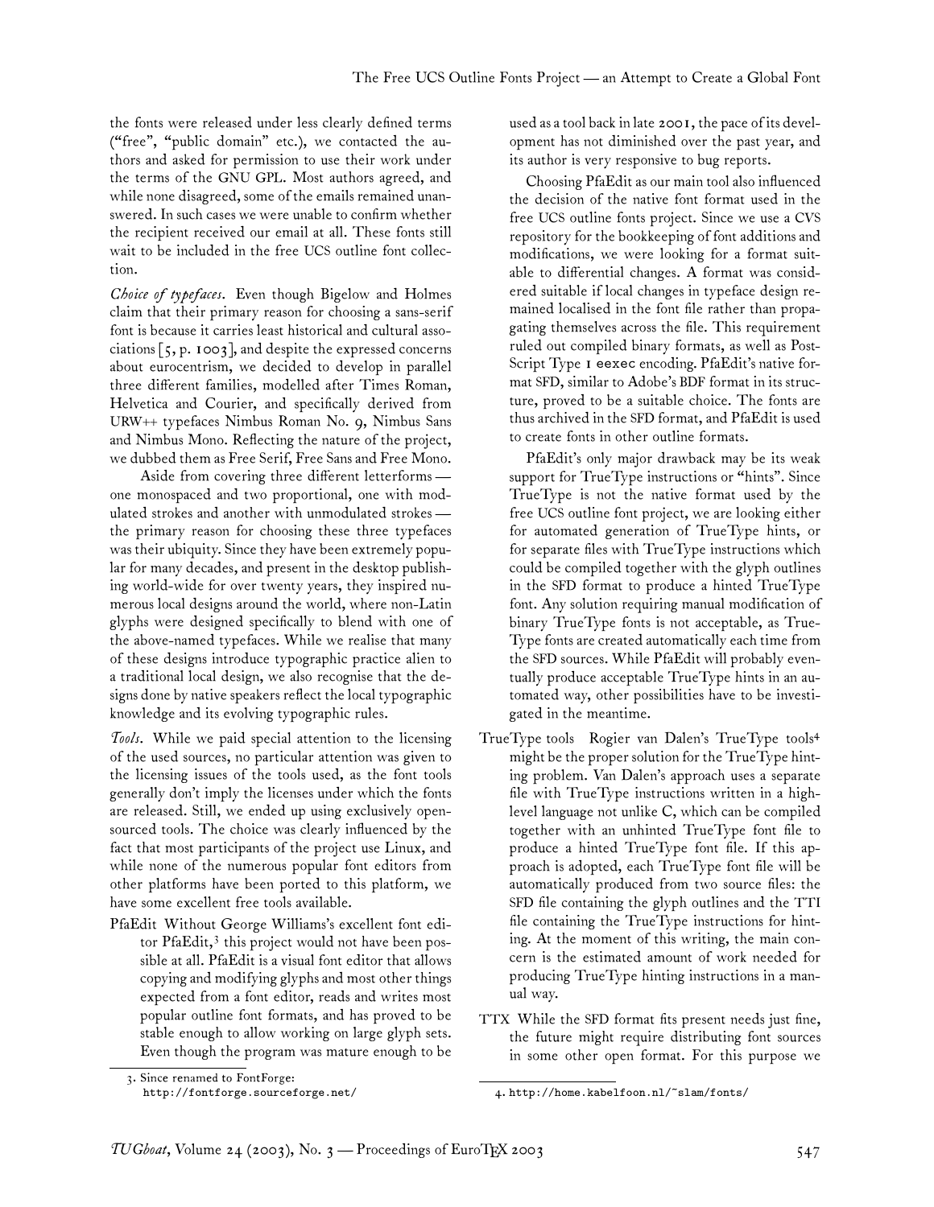the fonts were released under less clearly defined terms ("free", "public domain" etc.), we contacted the authors and asked for permission to use their work under the terms of the GNU GPL. Most authors agreed, and while none disagreed, some of the emails remained unanswered. In such cases we were unable to confirm whether the recipient received our email at all. These fonts still wait to be included in the free UCS outline font collection.

*Choice of typefaces.* Even though Bigelow and Holmes claim that their primary reason for choosing a sans-serif font is because it carries least historical and cultural associations [5, p. 1003], and despite the expressed concerns about eurocentrism, we decided to develop in parallel three different families, modelled after Times Roman, Helvetica and Courier, and specifically derived from URW++ typefaces Nimbus Roman No. 9, Nimbus Sans and Nimbus Mono. Reflecting the nature of the project, we dubbed them as Free Serif, Free Sans and Free Mono.

Aside from covering three different letterforms — one monospaced and two proportional, one with modulated strokes and another with unmodulated strokes — the primary reason for choosing these three typefaces was their ubiquity. Since they have been extremely popular for many decades, and present in the desktop publishing world-wide for over twenty years, they inspired numerous local designs around the world, where non-Latin glyphs were designed specifically to blend with one of the above-named typefaces. While we realise that many of these designs introduce typographic practice alien to a traditional local design, we also recognise that the designs done by native speakers reflect the local typographic knowledge and its evolving typographic rules.

*Tools.* While we paid special attention to the licensing of the used sources, no particular attention was given to the licensing issues of the tools used, as the font tools generally don't imply the licenses under which the fonts are released. Still, we ended up using exclusively open-sourced tools. The choice was clearly influenced by the fact that most participants of the project use Linux, and while none of the numerous popular font editors from other platforms have been ported to this platform, we have some excellent free tools available.

PfaEdit Without George Williams's excellent font editor PfaEdit,[3] this project would not have been possible at all. PfaEdit is a visual font editor that allows copying and modifying glyphs and most other things expected from a font editor, reads and writes most popular outline font formats, and has proved to be stable enough to allow working on large glyph sets. Even though the program was mature enough to be used as a tool back in late 2001, the pace of its development has not diminished over the past year, and its author is very responsive to bug reports.

Choosing PfaEdit as our main tool also influenced the decision of the native font format used in the free UCS outline fonts project. Since we use a CVS repository for the bookkeeping of font additions and modifications, we were looking for a format suitable to differential changes. A format was considered suitable if local changes in typeface design remained localised in the font file rather than propagating themselves across the file. This requirement ruled out compiled binary formats, as well as PostScript Type 1 `eexec` encoding. PfaEdit's native format SFD, similar to Adobe's BDF format in its structure, proved to be a suitable choice. The fonts are thus archived in the SFD format, and PfaEdit is used to create fonts in other outline formats.

PfaEdit's only major drawback may be its weak support for TrueType instructions or "hints". Since TrueType is not the native format used by the free UCS outline font project, we are looking either for automated generation of TrueType hints, or for separate files with TrueType instructions which could be compiled together with the glyph outlines in the SFD format to produce a hinted TrueType font. Any solution requiring manual modification of binary TrueType fonts is not acceptable, as TrueType fonts are created automatically each time from the SFD sources. While PfaEdit will probably eventually produce acceptable TrueType hints in an automated way, other possibilities have to be investigated in the meantime.

TrueType tools Rogier van Dalen's TrueType tools[4] might be the proper solution for the TrueType hinting problem. Van Dalen's approach uses a separate file with TrueType instructions written in a high-level language not unlike C, which can be compiled together with an unhinted TrueType font file to produce a hinted TrueType font file. If this approach is adopted, each TrueType font file will be automatically produced from two source files: the SFD file containing the glyph outlines and the TTI file containing the TrueType instructions for hinting. At the moment of this writing, the main concern is the estimated amount of work needed for producing TrueType hinting instructions in a manual way.

TTX While the SFD format fits present needs just fine, the future might require distributing font sources in some other open format. For this purpose we

---

3. Since renamed to FontForge: `http://fontforge.sourceforge.net/`

4. `http://home.kabelfoon.nl/~slam/fonts/`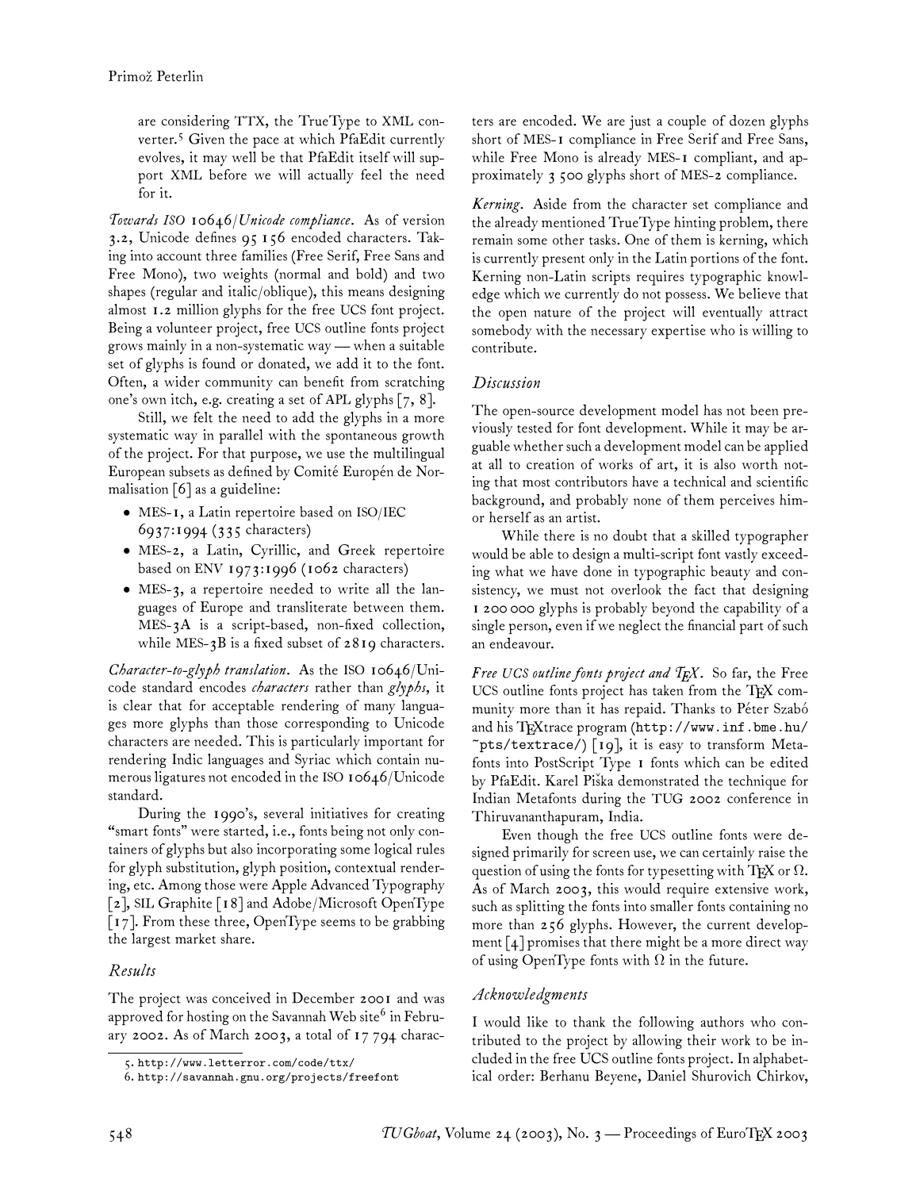are considering TTX, the TrueType to XML converter.[5] Given the pace at which PfaEdit currently evolves, it may well be that PfaEdit itself will support XML before we will actually feel the need for it.

*Towards ISO 10646/Unicode compliance.* As of version 3.2, Unicode defines 95 156 encoded characters. Taking into account three families (Free Serif, Free Sans and Free Mono), two weights (normal and bold) and two shapes (regular and italic/oblique), this means designing almost 1.2 million glyphs for the free UCS font project. Being a volunteer project, free UCS outline fonts project grows mainly in a non-systematic way — when a suitable set of glyphs is found or donated, we add it to the font. Often, a wider community can benefit from scratching one's own itch, e.g. creating a set of APL glyphs [7, 8].

Still, we felt the need to add the glyphs in a more systematic way in parallel with the spontaneous growth of the project. For that purpose, we use the multilingual European subsets as defined by Comité Européen de Normalisation [6] as a guideline:

- MES-1, a Latin repertoire based on ISO/IEC 6937:1994 (335 characters)
- MES-2, a Latin, Cyrillic, and Greek repertoire based on ENV 1973:1996 (1062 characters)
- MES-3, a repertoire needed to write all the languages of Europe and transliterate between them. MES-3A is a script-based, non-fixed collection, while MES-3B is a fixed subset of 2819 characters.

*Character-to-glyph translation.* As the ISO 10646/Unicode standard encodes *characters* rather than *glyphs*, it is clear that for acceptable rendering of many languages more glyphs than those corresponding to Unicode characters are needed. This is particularly important for rendering Indic languages and Syriac which contain numerous ligatures not encoded in the ISO 10646/Unicode standard.

During the 1990's, several initiatives for creating "smart fonts" were started, i.e., fonts being not only containers of glyphs but also incorporating some logical rules for glyph substitution, glyph position, contextual rendering, etc. Among those were Apple Advanced Typography [2], SIL Graphite [18] and Adobe/Microsoft OpenType [17]. From these three, OpenType seems to be grabbing the largest market share.

## Results

The project was conceived in December 2001 and was approved for hosting on the Savannah Web site[6] in February 2002. As of March 2003, a total of 17 794 characters are encoded. We are just a couple of dozen glyphs short of MES-1 compliance in Free Serif and Free Sans, while Free Mono is already MES-1 compliant, and approximately 3 500 glyphs short of MES-2 compliance.

*Kerning.* Aside from the character set compliance and the already mentioned TrueType hinting problem, there remain some other tasks. One of them is kerning, which is currently present only in the Latin portions of the font. Kerning non-Latin scripts requires typographic knowledge which we currently do not possess. We believe that the open nature of the project will eventually attract somebody with the necessary expertise who is willing to contribute.

## Discussion

The open-source development model has not been previously tested for font development. While it may be arguable whether such a development model can be applied at all to creation of works of art, it is also worth noting that most contributors have a technical and scientific background, and probably none of them perceives him- or herself as an artist.

While there is no doubt that a skilled typographer would be able to design a multi-script font vastly exceeding what we have done in typographic beauty and consistency, we must not overlook the fact that designing 1 200 000 glyphs is probably beyond the capability of a single person, even if we neglect the financial part of such an endeavour.

*Free UCS outline fonts project and TEX.* So far, the Free UCS outline fonts project has taken from the TEX community more than it has repaid. Thanks to Péter Szabó and his TEXtrace program (http://www.inf.bme.hu/~pts/textrace/) [19], it is easy to transform Metafonts into PostScript Type 1 fonts which can be edited by PfaEdit. Karel Piška demonstrated the technique for Indian Metafonts during the TUG 2002 conference in Thiruvananthapuram, India.

Even though the free UCS outline fonts were designed primarily for screen use, we can certainly raise the question of using the fonts for typesetting with TEX or Ω. As of March 2003, this would require extensive work, such as splitting the fonts into smaller fonts containing no more than 256 glyphs. However, the current development [4] promises that there might be a more direct way of using OpenType fonts with Ω in the future.

## Acknowledgments

I would like to thank the following authors who contributed to the project by allowing their work to be included in the free UCS outline fonts project. In alphabetical order: Berhanu Beyene, Daniel Shurovich Chirkov,

---

5. http://www.letterror.com/code/ttx/
6. http://savannah.gnu.org/projects/freefont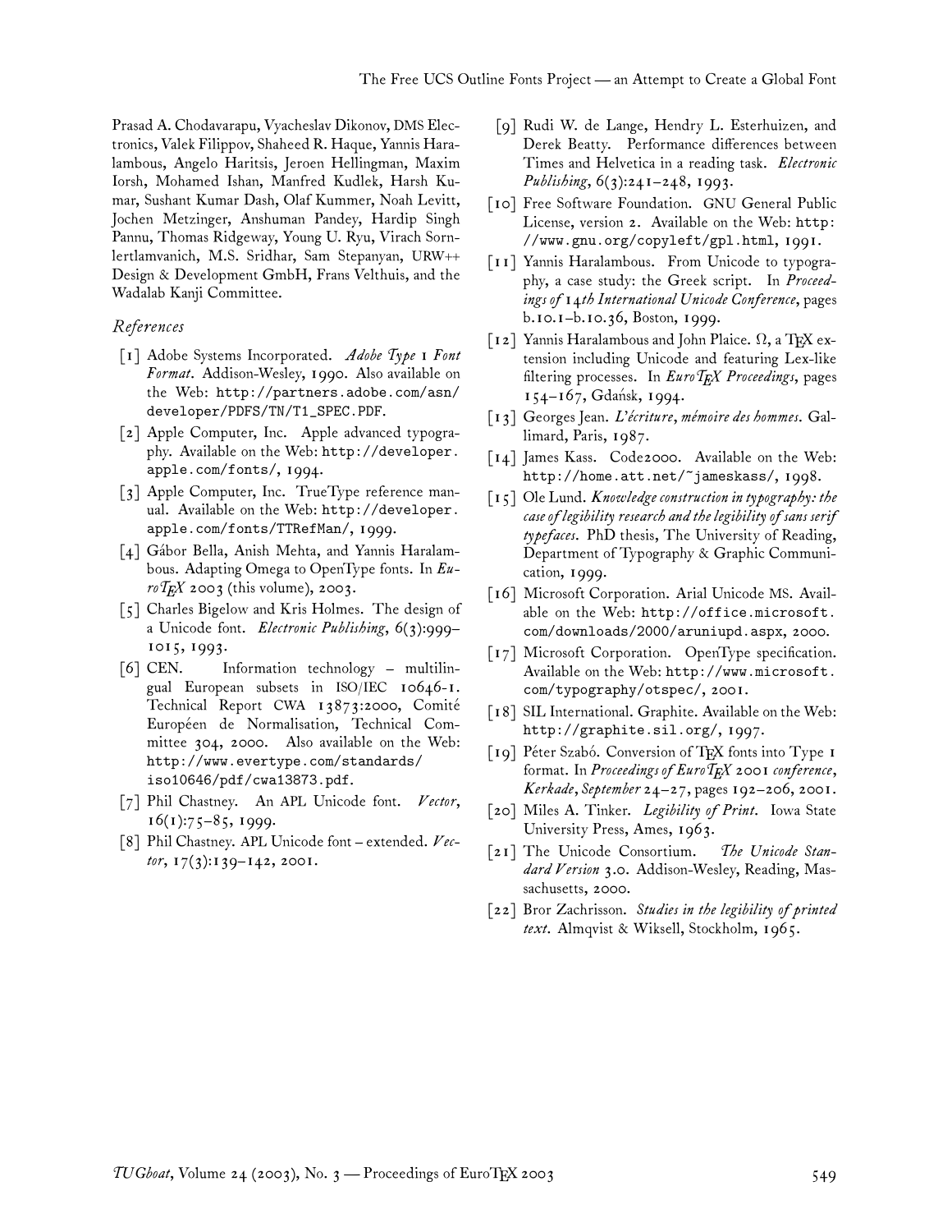Prasad A. Chodavarapu, Vyacheslav Dikonov, DMS Electronics, Valek Filippov, Shaheed R. Haque, Yannis Haralambous, Angelo Haritsis, Jeroen Hellingman, Maxim Iorsh, Mohamed Ishan, Manfred Kudlek, Harsh Kumar, Sushant Kumar Dash, Olaf Kummer, Noah Levitt, Jochen Metzinger, Anshuman Pandey, Hardip Singh Pannu, Thomas Ridgeway, Young U. Ryu, Virach Sornlertlamvanich, M.S. Sridhar, Sam Stepanyan, URW++ Design & Development GmbH, Frans Velthuis, and the Wadalab Kanji Committee.

## *References*

[1] Adobe Systems Incorporated. *Adobe Type 1 Font Format*. Addison-Wesley, 1990. Also available on the Web: http://partners.adobe.com/asn/developer/PDFS/TN/T1_SPEC.PDF.

[2] Apple Computer, Inc. Apple advanced typography. Available on the Web: http://developer.apple.com/fonts/, 1994.

[3] Apple Computer, Inc. TrueType reference manual. Available on the Web: http://developer.apple.com/fonts/TTRefMan/, 1999.

[4] Gábor Bella, Anish Mehta, and Yannis Haralambous. Adapting Omega to OpenType fonts. In *EuroTEX* 2003 (this volume), 2003.

[5] Charles Bigelow and Kris Holmes. The design of a Unicode font. *Electronic Publishing*, 6(3):999–1015, 1993.

[6] CEN. Information technology – multilingual European subsets in ISO/IEC 10646-1. Technical Report CWA 13873:2000, Comité Européen de Normalisation, Technical Committee 304, 2000. Also available on the Web: http://www.evertype.com/standards/iso10646/pdf/cwa13873.pdf.

[7] Phil Chastney. An APL Unicode font. *Vector*, 16(1):75–85, 1999.

[8] Phil Chastney. APL Unicode font – extended. *Vector*, 17(3):139–142, 2001.

[9] Rudi W. de Lange, Hendry L. Esterhuizen, and Derek Beatty. Performance differences between Times and Helvetica in a reading task. *Electronic Publishing*, 6(3):241–248, 1993.

[10] Free Software Foundation. GNU General Public License, version 2. Available on the Web: http://www.gnu.org/copyleft/gpl.html, 1991.

[11] Yannis Haralambous. From Unicode to typography, a case study: the Greek script. In *Proceedings of 14th International Unicode Conference*, pages b.10.1–b.10.36, Boston, 1999.

[12] Yannis Haralambous and John Plaice. Ω, a TEX extension including Unicode and featuring Lex-like filtering processes. In *EuroTEX Proceedings*, pages 154–167, Gdańsk, 1994.

[13] Georges Jean. *L'écriture, mémoire des hommes*. Gallimard, Paris, 1987.

[14] James Kass. Code2000. Available on the Web: http://home.att.net/~jameskass/, 1998.

[15] Ole Lund. *Knowledge construction in typography: the case of legibility research and the legibility of sans serif typefaces*. PhD thesis, The University of Reading, Department of Typography & Graphic Communication, 1999.

[16] Microsoft Corporation. Arial Unicode MS. Available on the Web: http://office.microsoft.com/downloads/2000/aruniupd.aspx, 2000.

[17] Microsoft Corporation. OpenType specification. Available on the Web: http://www.microsoft.com/typography/otspec/, 2001.

[18] SIL International. Graphite. Available on the Web: http://graphite.sil.org/, 1997.

[19] Péter Szabó. Conversion of TEX fonts into Type 1 format. In *Proceedings of EuroTEX 2001 conference, Kerkade, September 24–27*, pages 192–206, 2001.

[20] Miles A. Tinker. *Legibility of Print*. Iowa State University Press, Ames, 1963.

[21] The Unicode Consortium. *The Unicode Standard Version 3.0*. Addison-Wesley, Reading, Massachusetts, 2000.

[22] Bror Zachrisson. *Studies in the legibility of printed text*. Almqvist & Wiksell, Stockholm, 1965.